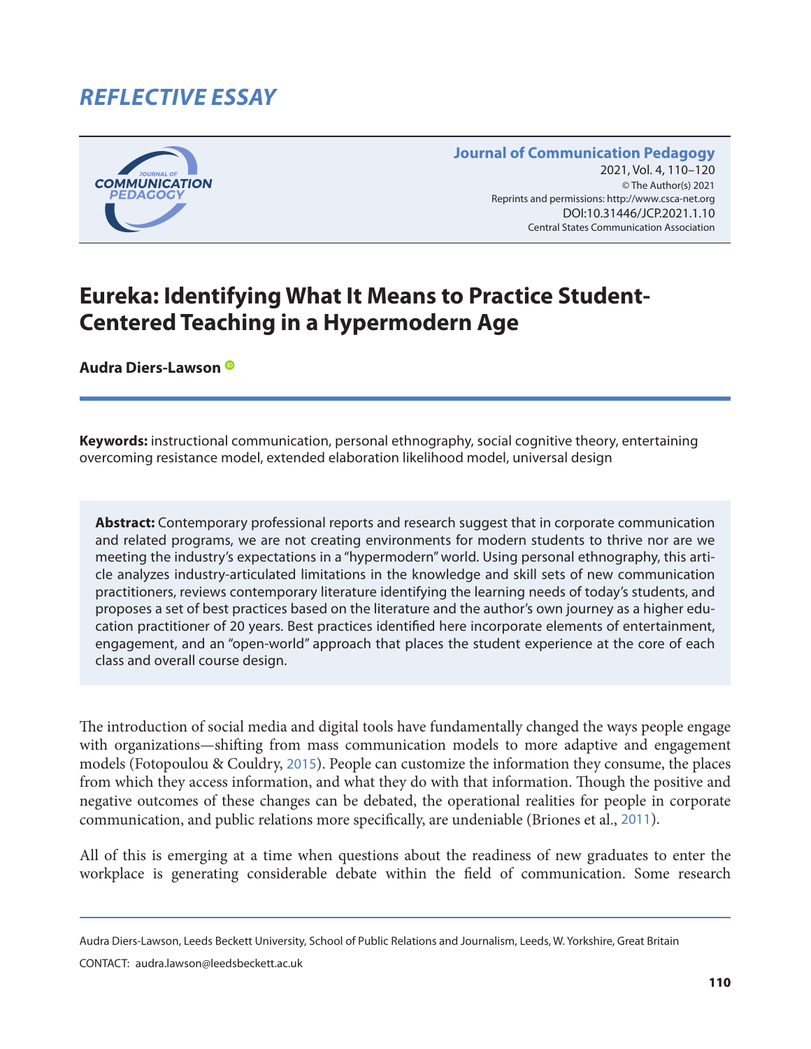REFLECTIVE ESSAY

# Eureka: Identifying What It Means to Practice Student-Centered Teaching in a Hypermodern Age

**Audra Diers-Lawson**

**Keywords:** instructional communication, personal ethnography, social cognitive theory, entertaining overcoming resistance model, extended elaboration likelihood model, universal design

**Abstract:** Contemporary professional reports and research suggest that in corporate communication and related programs, we are not creating environments for modern students to thrive nor are we meeting the industry's expectations in a "hypermodern" world. Using personal ethnography, this article analyzes industry-articulated limitations in the knowledge and skill sets of new communication practitioners, reviews contemporary literature identifying the learning needs of today's students, and proposes a set of best practices based on the literature and the author's own journey as a higher education practitioner of 20 years. Best practices identified here incorporate elements of entertainment, engagement, and an "open-world" approach that places the student experience at the core of each class and overall course design.

The introduction of social media and digital tools have fundamentally changed the ways people engage with organizations—shifting from mass communication models to more adaptive and engagement models (Fotopoulou & Couldry, 2015). People can customize the information they consume, the places from which they access information, and what they do with that information. Though the positive and negative outcomes of these changes can be debated, the operational realities for people in corporate communication, and public relations more specifically, are undeniable (Briones et al., 2011).

All of this is emerging at a time when questions about the readiness of new graduates to enter the workplace is generating considerable debate within the field of communication. Some research

Audra Diers-Lawson, Leeds Beckett University, School of Public Relations and Journalism, Leeds, W. Yorkshire, Great Britain

CONTACT: audra.lawson@leedsbeckett.ac.uk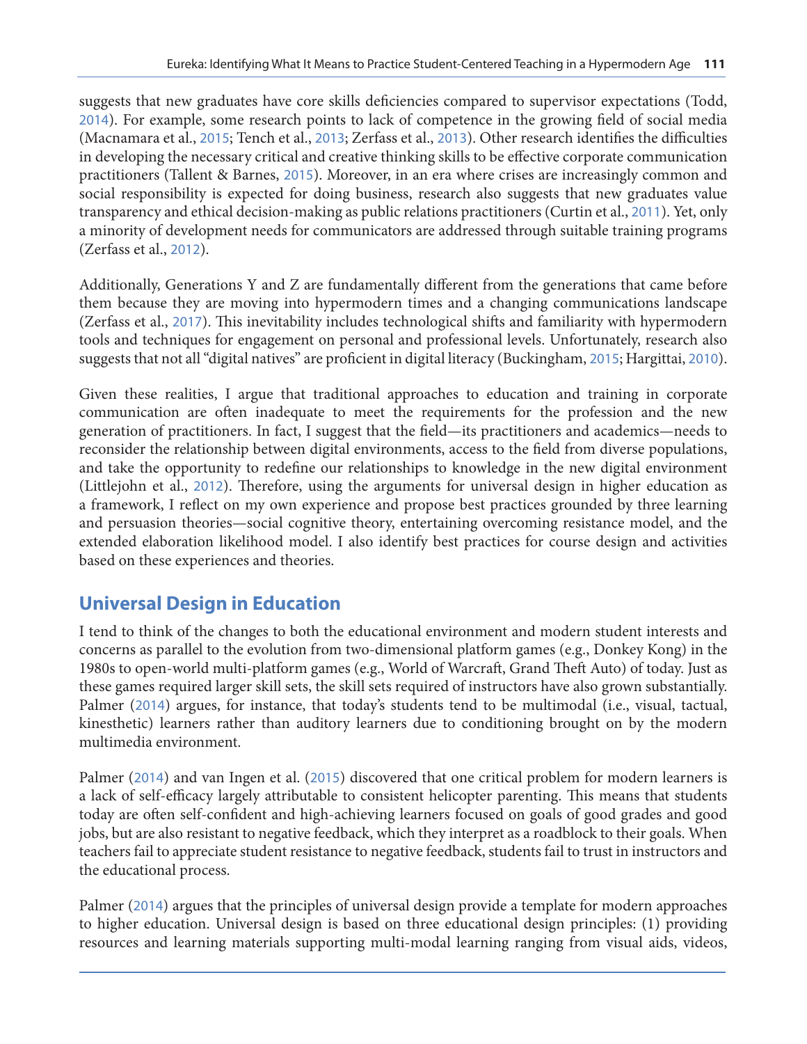suggests that new graduates have core skills deficiencies compared to supervisor expectations (Todd, 2014). For example, some research points to lack of competence in the growing field of social media (Macnamara et al., 2015; Tench et al., 2013; Zerfass et al., 2013). Other research identifies the difficulties in developing the necessary critical and creative thinking skills to be effective corporate communication practitioners (Tallent & Barnes, 2015). Moreover, in an era where crises are increasingly common and social responsibility is expected for doing business, research also suggests that new graduates value transparency and ethical decision-making as public relations practitioners (Curtin et al., 2011). Yet, only a minority of development needs for communicators are addressed through suitable training programs (Zerfass et al., 2012).

Additionally, Generations Y and Z are fundamentally different from the generations that came before them because they are moving into hypermodern times and a changing communications landscape (Zerfass et al., 2017). This inevitability includes technological shifts and familiarity with hypermodern tools and techniques for engagement on personal and professional levels. Unfortunately, research also suggests that not all "digital natives" are proficient in digital literacy (Buckingham, 2015; Hargittai, 2010).

Given these realities, I argue that traditional approaches to education and training in corporate communication are often inadequate to meet the requirements for the profession and the new generation of practitioners. In fact, I suggest that the field—its practitioners and academics—needs to reconsider the relationship between digital environments, access to the field from diverse populations, and take the opportunity to redefine our relationships to knowledge in the new digital environment (Littlejohn et al., 2012). Therefore, using the arguments for universal design in higher education as a framework, I reflect on my own experience and propose best practices grounded by three learning and persuasion theories—social cognitive theory, entertaining overcoming resistance model, and the extended elaboration likelihood model. I also identify best practices for course design and activities based on these experiences and theories.

## Universal Design in Education

I tend to think of the changes to both the educational environment and modern student interests and concerns as parallel to the evolution from two-dimensional platform games (e.g., Donkey Kong) in the 1980s to open-world multi-platform games (e.g., World of Warcraft, Grand Theft Auto) of today. Just as these games required larger skill sets, the skill sets required of instructors have also grown substantially. Palmer (2014) argues, for instance, that today's students tend to be multimodal (i.e., visual, tactual, kinesthetic) learners rather than auditory learners due to conditioning brought on by the modern multimedia environment.

Palmer (2014) and van Ingen et al. (2015) discovered that one critical problem for modern learners is a lack of self-efficacy largely attributable to consistent helicopter parenting. This means that students today are often self-confident and high-achieving learners focused on goals of good grades and good jobs, but are also resistant to negative feedback, which they interpret as a roadblock to their goals. When teachers fail to appreciate student resistance to negative feedback, students fail to trust in instructors and the educational process.

Palmer (2014) argues that the principles of universal design provide a template for modern approaches to higher education. Universal design is based on three educational design principles: (1) providing resources and learning materials supporting multi-modal learning ranging from visual aids, videos,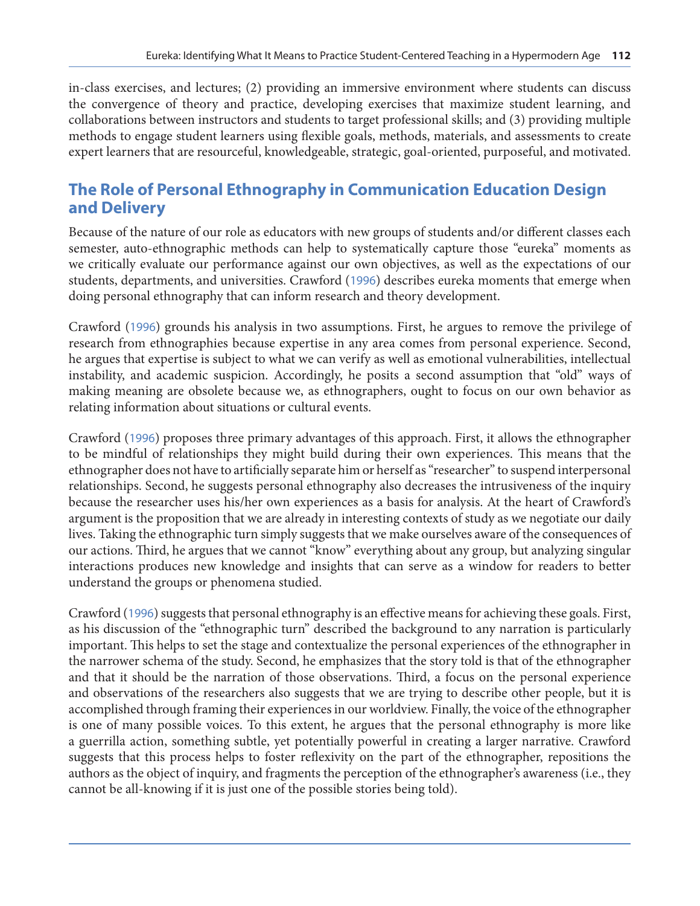in-class exercises, and lectures; (2) providing an immersive environment where students can discuss the convergence of theory and practice, developing exercises that maximize student learning, and collaborations between instructors and students to target professional skills; and (3) providing multiple methods to engage student learners using flexible goals, methods, materials, and assessments to create expert learners that are resourceful, knowledgeable, strategic, goal-oriented, purposeful, and motivated.

## The Role of Personal Ethnography in Communication Education Design and Delivery

Because of the nature of our role as educators with new groups of students and/or different classes each semester, auto-ethnographic methods can help to systematically capture those "eureka" moments as we critically evaluate our performance against our own objectives, as well as the expectations of our students, departments, and universities. Crawford (1996) describes eureka moments that emerge when doing personal ethnography that can inform research and theory development.

Crawford (1996) grounds his analysis in two assumptions. First, he argues to remove the privilege of research from ethnographies because expertise in any area comes from personal experience. Second, he argues that expertise is subject to what we can verify as well as emotional vulnerabilities, intellectual instability, and academic suspicion. Accordingly, he posits a second assumption that "old" ways of making meaning are obsolete because we, as ethnographers, ought to focus on our own behavior as relating information about situations or cultural events.

Crawford (1996) proposes three primary advantages of this approach. First, it allows the ethnographer to be mindful of relationships they might build during their own experiences. This means that the ethnographer does not have to artificially separate him or herself as "researcher" to suspend interpersonal relationships. Second, he suggests personal ethnography also decreases the intrusiveness of the inquiry because the researcher uses his/her own experiences as a basis for analysis. At the heart of Crawford's argument is the proposition that we are already in interesting contexts of study as we negotiate our daily lives. Taking the ethnographic turn simply suggests that we make ourselves aware of the consequences of our actions. Third, he argues that we cannot "know" everything about any group, but analyzing singular interactions produces new knowledge and insights that can serve as a window for readers to better understand the groups or phenomena studied.

Crawford (1996) suggests that personal ethnography is an effective means for achieving these goals. First, as his discussion of the "ethnographic turn" described the background to any narration is particularly important. This helps to set the stage and contextualize the personal experiences of the ethnographer in the narrower schema of the study. Second, he emphasizes that the story told is that of the ethnographer and that it should be the narration of those observations. Third, a focus on the personal experience and observations of the researchers also suggests that we are trying to describe other people, but it is accomplished through framing their experiences in our worldview. Finally, the voice of the ethnographer is one of many possible voices. To this extent, he argues that the personal ethnography is more like a guerrilla action, something subtle, yet potentially powerful in creating a larger narrative. Crawford suggests that this process helps to foster reflexivity on the part of the ethnographer, repositions the authors as the object of inquiry, and fragments the perception of the ethnographer's awareness (i.e., they cannot be all-knowing if it is just one of the possible stories being told).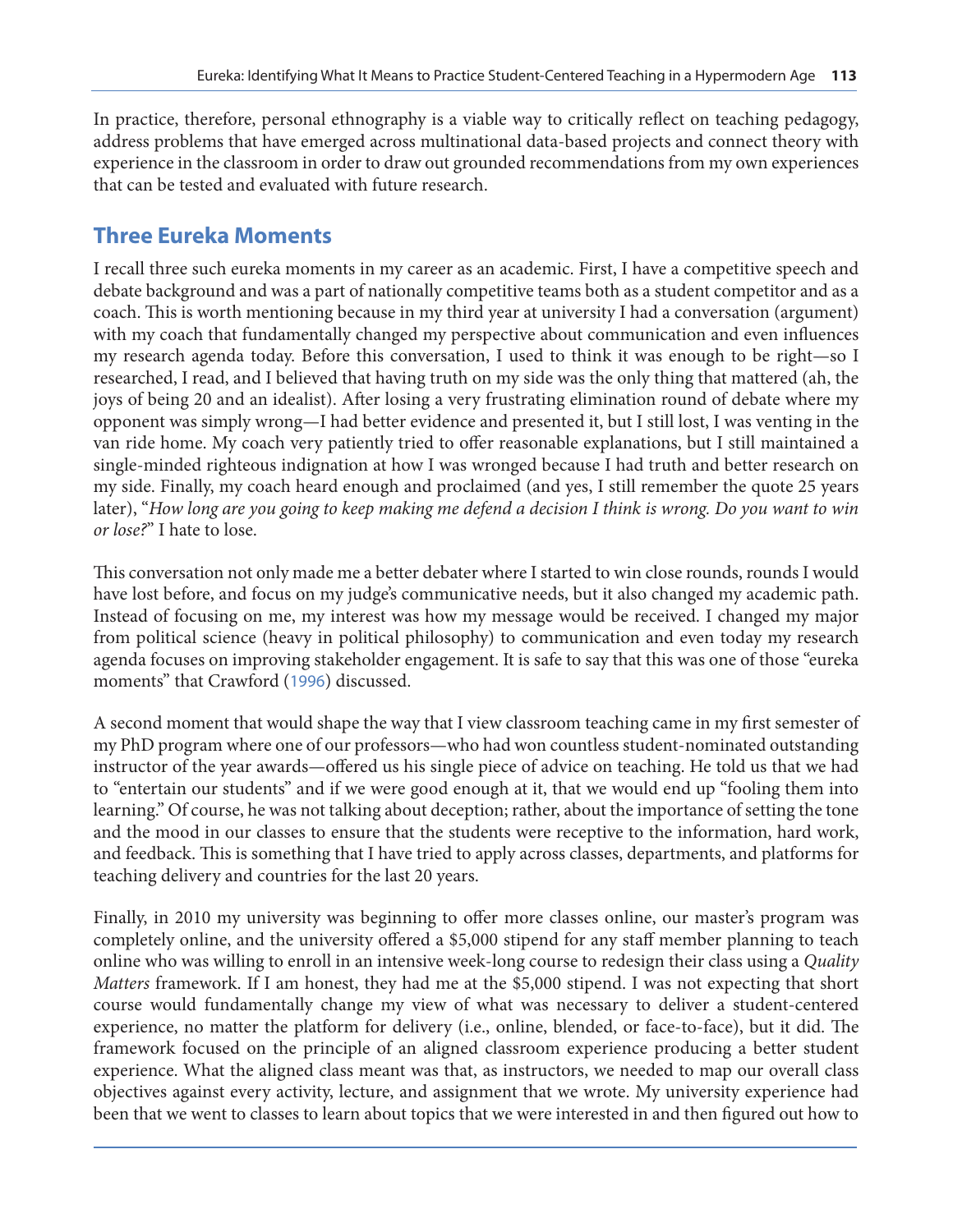In practice, therefore, personal ethnography is a viable way to critically reflect on teaching pedagogy, address problems that have emerged across multinational data-based projects and connect theory with experience in the classroom in order to draw out grounded recommendations from my own experiences that can be tested and evaluated with future research.

## Three Eureka Moments

I recall three such eureka moments in my career as an academic. First, I have a competitive speech and debate background and was a part of nationally competitive teams both as a student competitor and as a coach. This is worth mentioning because in my third year at university I had a conversation (argument) with my coach that fundamentally changed my perspective about communication and even influences my research agenda today. Before this conversation, I used to think it was enough to be right—so I researched, I read, and I believed that having truth on my side was the only thing that mattered (ah, the joys of being 20 and an idealist). After losing a very frustrating elimination round of debate where my opponent was simply wrong—I had better evidence and presented it, but I still lost, I was venting in the van ride home. My coach very patiently tried to offer reasonable explanations, but I still maintained a single-minded righteous indignation at how I was wronged because I had truth and better research on my side. Finally, my coach heard enough and proclaimed (and yes, I still remember the quote 25 years later), "*How long are you going to keep making me defend a decision I think is wrong. Do you want to win or lose?*" I hate to lose.

This conversation not only made me a better debater where I started to win close rounds, rounds I would have lost before, and focus on my judge's communicative needs, but it also changed my academic path. Instead of focusing on me, my interest was how my message would be received. I changed my major from political science (heavy in political philosophy) to communication and even today my research agenda focuses on improving stakeholder engagement. It is safe to say that this was one of those "eureka moments" that Crawford (1996) discussed.

A second moment that would shape the way that I view classroom teaching came in my first semester of my PhD program where one of our professors—who had won countless student-nominated outstanding instructor of the year awards—offered us his single piece of advice on teaching. He told us that we had to "entertain our students" and if we were good enough at it, that we would end up "fooling them into learning." Of course, he was not talking about deception; rather, about the importance of setting the tone and the mood in our classes to ensure that the students were receptive to the information, hard work, and feedback. This is something that I have tried to apply across classes, departments, and platforms for teaching delivery and countries for the last 20 years.

Finally, in 2010 my university was beginning to offer more classes online, our master's program was completely online, and the university offered a $5,000 stipend for any staff member planning to teach online who was willing to enroll in an intensive week-long course to redesign their class using a *Quality Matters* framework. If I am honest, they had me at the $5,000 stipend. I was not expecting that short course would fundamentally change my view of what was necessary to deliver a student-centered experience, no matter the platform for delivery (i.e., online, blended, or face-to-face), but it did. The framework focused on the principle of an aligned classroom experience producing a better student experience. What the aligned class meant was that, as instructors, we needed to map our overall class objectives against every activity, lecture, and assignment that we wrote. My university experience had been that we went to classes to learn about topics that we were interested in and then figured out how to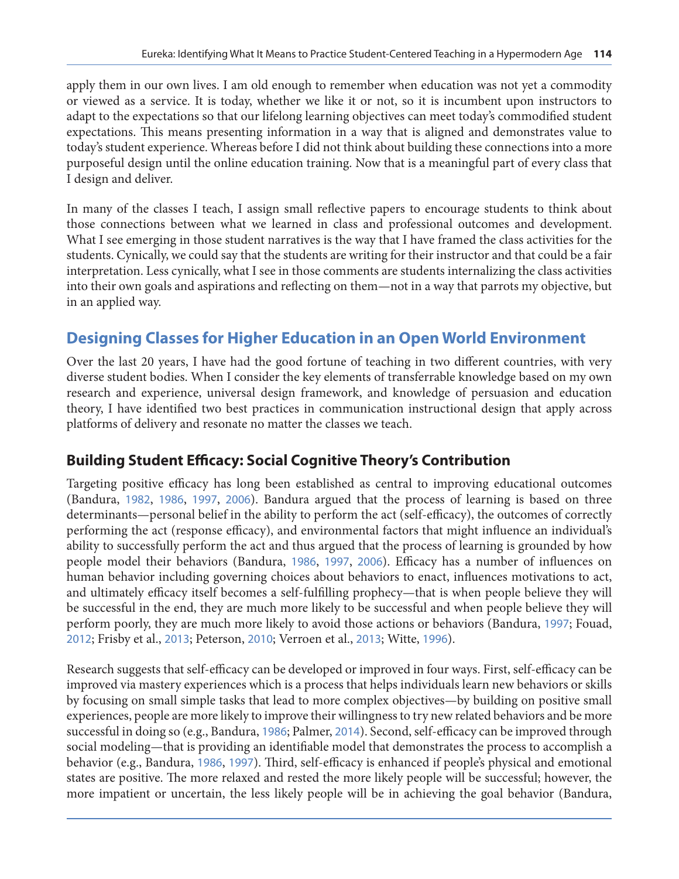apply them in our own lives. I am old enough to remember when education was not yet a commodity or viewed as a service. It is today, whether we like it or not, so it is incumbent upon instructors to adapt to the expectations so that our lifelong learning objectives can meet today's commodified student expectations. This means presenting information in a way that is aligned and demonstrates value to today's student experience. Whereas before I did not think about building these connections into a more purposeful design until the online education training. Now that is a meaningful part of every class that I design and deliver.

In many of the classes I teach, I assign small reflective papers to encourage students to think about those connections between what we learned in class and professional outcomes and development. What I see emerging in those student narratives is the way that I have framed the class activities for the students. Cynically, we could say that the students are writing for their instructor and that could be a fair interpretation. Less cynically, what I see in those comments are students internalizing the class activities into their own goals and aspirations and reflecting on them—not in a way that parrots my objective, but in an applied way.

## Designing Classes for Higher Education in an Open World Environment

Over the last 20 years, I have had the good fortune of teaching in two different countries, with very diverse student bodies. When I consider the key elements of transferrable knowledge based on my own research and experience, universal design framework, and knowledge of persuasion and education theory, I have identified two best practices in communication instructional design that apply across platforms of delivery and resonate no matter the classes we teach.

### Building Student Efficacy: Social Cognitive Theory's Contribution

Targeting positive efficacy has long been established as central to improving educational outcomes (Bandura, 1982, 1986, 1997, 2006). Bandura argued that the process of learning is based on three determinants—personal belief in the ability to perform the act (self-efficacy), the outcomes of correctly performing the act (response efficacy), and environmental factors that might influence an individual's ability to successfully perform the act and thus argued that the process of learning is grounded by how people model their behaviors (Bandura, 1986, 1997, 2006). Efficacy has a number of influences on human behavior including governing choices about behaviors to enact, influences motivations to act, and ultimately efficacy itself becomes a self-fulfilling prophecy—that is when people believe they will be successful in the end, they are much more likely to be successful and when people believe they will perform poorly, they are much more likely to avoid those actions or behaviors (Bandura, 1997; Fouad, 2012; Frisby et al., 2013; Peterson, 2010; Verroen et al., 2013; Witte, 1996).

Research suggests that self-efficacy can be developed or improved in four ways. First, self-efficacy can be improved via mastery experiences which is a process that helps individuals learn new behaviors or skills by focusing on small simple tasks that lead to more complex objectives—by building on positive small experiences, people are more likely to improve their willingness to try new related behaviors and be more successful in doing so (e.g., Bandura, 1986; Palmer, 2014). Second, self-efficacy can be improved through social modeling—that is providing an identifiable model that demonstrates the process to accomplish a behavior (e.g., Bandura, 1986, 1997). Third, self-efficacy is enhanced if people's physical and emotional states are positive. The more relaxed and rested the more likely people will be successful; however, the more impatient or uncertain, the less likely people will be in achieving the goal behavior (Bandura,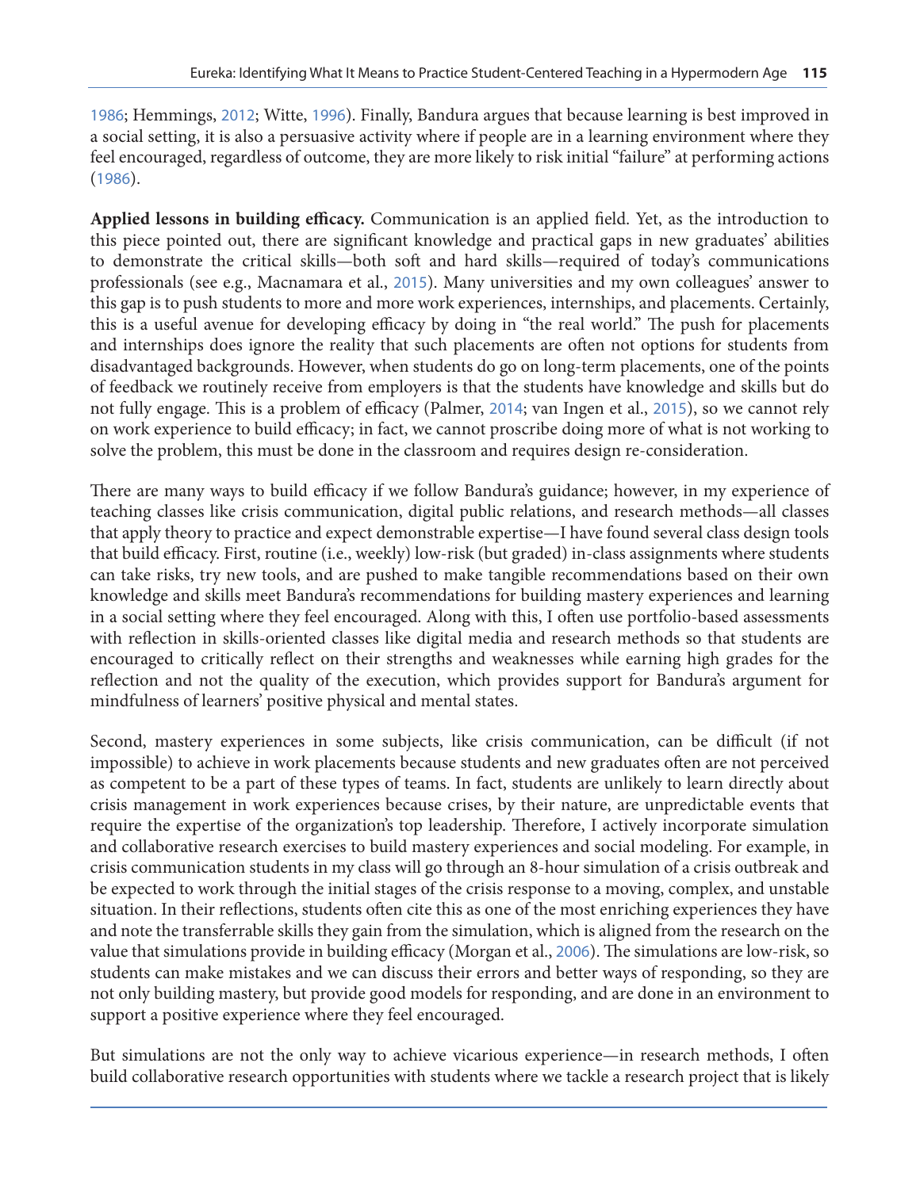1986; Hemmings, 2012; Witte, 1996). Finally, Bandura argues that because learning is best improved in a social setting, it is also a persuasive activity where if people are in a learning environment where they feel encouraged, regardless of outcome, they are more likely to risk initial "failure" at performing actions (1986).

**Applied lessons in building efficacy.** Communication is an applied field. Yet, as the introduction to this piece pointed out, there are significant knowledge and practical gaps in new graduates' abilities to demonstrate the critical skills—both soft and hard skills—required of today's communications professionals (see e.g., Macnamara et al., 2015). Many universities and my own colleagues' answer to this gap is to push students to more and more work experiences, internships, and placements. Certainly, this is a useful avenue for developing efficacy by doing in "the real world." The push for placements and internships does ignore the reality that such placements are often not options for students from disadvantaged backgrounds. However, when students do go on long-term placements, one of the points of feedback we routinely receive from employers is that the students have knowledge and skills but do not fully engage. This is a problem of efficacy (Palmer, 2014; van Ingen et al., 2015), so we cannot rely on work experience to build efficacy; in fact, we cannot proscribe doing more of what is not working to solve the problem, this must be done in the classroom and requires design re-consideration.

There are many ways to build efficacy if we follow Bandura's guidance; however, in my experience of teaching classes like crisis communication, digital public relations, and research methods—all classes that apply theory to practice and expect demonstrable expertise—I have found several class design tools that build efficacy. First, routine (i.e., weekly) low-risk (but graded) in-class assignments where students can take risks, try new tools, and are pushed to make tangible recommendations based on their own knowledge and skills meet Bandura's recommendations for building mastery experiences and learning in a social setting where they feel encouraged. Along with this, I often use portfolio-based assessments with reflection in skills-oriented classes like digital media and research methods so that students are encouraged to critically reflect on their strengths and weaknesses while earning high grades for the reflection and not the quality of the execution, which provides support for Bandura's argument for mindfulness of learners' positive physical and mental states.

Second, mastery experiences in some subjects, like crisis communication, can be difficult (if not impossible) to achieve in work placements because students and new graduates often are not perceived as competent to be a part of these types of teams. In fact, students are unlikely to learn directly about crisis management in work experiences because crises, by their nature, are unpredictable events that require the expertise of the organization's top leadership. Therefore, I actively incorporate simulation and collaborative research exercises to build mastery experiences and social modeling. For example, in crisis communication students in my class will go through an 8-hour simulation of a crisis outbreak and be expected to work through the initial stages of the crisis response to a moving, complex, and unstable situation. In their reflections, students often cite this as one of the most enriching experiences they have and note the transferrable skills they gain from the simulation, which is aligned from the research on the value that simulations provide in building efficacy (Morgan et al., 2006). The simulations are low-risk, so students can make mistakes and we can discuss their errors and better ways of responding, so they are not only building mastery, but provide good models for responding, and are done in an environment to support a positive experience where they feel encouraged.

But simulations are not the only way to achieve vicarious experience—in research methods, I often build collaborative research opportunities with students where we tackle a research project that is likely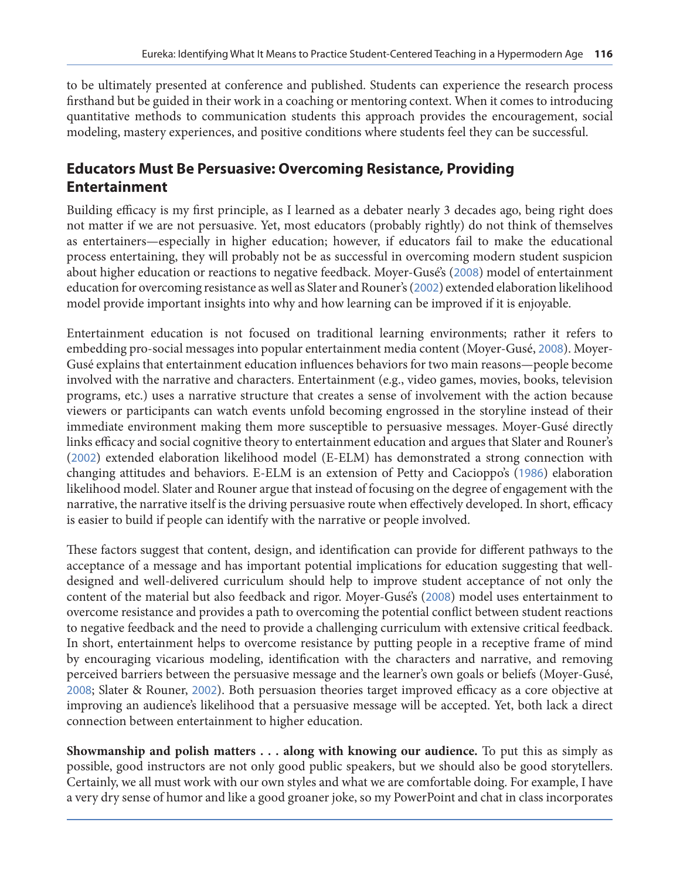to be ultimately presented at conference and published. Students can experience the research process firsthand but be guided in their work in a coaching or mentoring context. When it comes to introducing quantitative methods to communication students this approach provides the encouragement, social modeling, mastery experiences, and positive conditions where students feel they can be successful.

## Educators Must Be Persuasive: Overcoming Resistance, Providing Entertainment

Building efficacy is my first principle, as I learned as a debater nearly 3 decades ago, being right does not matter if we are not persuasive. Yet, most educators (probably rightly) do not think of themselves as entertainers—especially in higher education; however, if educators fail to make the educational process entertaining, they will probably not be as successful in overcoming modern student suspicion about higher education or reactions to negative feedback. Moyer-Gusé's (2008) model of entertainment education for overcoming resistance as well as Slater and Rouner's (2002) extended elaboration likelihood model provide important insights into why and how learning can be improved if it is enjoyable.

Entertainment education is not focused on traditional learning environments; rather it refers to embedding pro-social messages into popular entertainment media content (Moyer-Gusé, 2008). Moyer-Gusé explains that entertainment education influences behaviors for two main reasons—people become involved with the narrative and characters. Entertainment (e.g., video games, movies, books, television programs, etc.) uses a narrative structure that creates a sense of involvement with the action because viewers or participants can watch events unfold becoming engrossed in the storyline instead of their immediate environment making them more susceptible to persuasive messages. Moyer-Gusé directly links efficacy and social cognitive theory to entertainment education and argues that Slater and Rouner's (2002) extended elaboration likelihood model (E-ELM) has demonstrated a strong connection with changing attitudes and behaviors. E-ELM is an extension of Petty and Cacioppo's (1986) elaboration likelihood model. Slater and Rouner argue that instead of focusing on the degree of engagement with the narrative, the narrative itself is the driving persuasive route when effectively developed. In short, efficacy is easier to build if people can identify with the narrative or people involved.

These factors suggest that content, design, and identification can provide for different pathways to the acceptance of a message and has important potential implications for education suggesting that well-designed and well-delivered curriculum should help to improve student acceptance of not only the content of the material but also feedback and rigor. Moyer-Gusé's (2008) model uses entertainment to overcome resistance and provides a path to overcoming the potential conflict between student reactions to negative feedback and the need to provide a challenging curriculum with extensive critical feedback. In short, entertainment helps to overcome resistance by putting people in a receptive frame of mind by encouraging vicarious modeling, identification with the characters and narrative, and removing perceived barriers between the persuasive message and the learner's own goals or beliefs (Moyer-Gusé, 2008; Slater & Rouner, 2002). Both persuasion theories target improved efficacy as a core objective at improving an audience's likelihood that a persuasive message will be accepted. Yet, both lack a direct connection between entertainment to higher education.

**Showmanship and polish matters . . . along with knowing our audience.** To put this as simply as possible, good instructors are not only good public speakers, but we should also be good storytellers. Certainly, we all must work with our own styles and what we are comfortable doing. For example, I have a very dry sense of humor and like a good groaner joke, so my PowerPoint and chat in class incorporates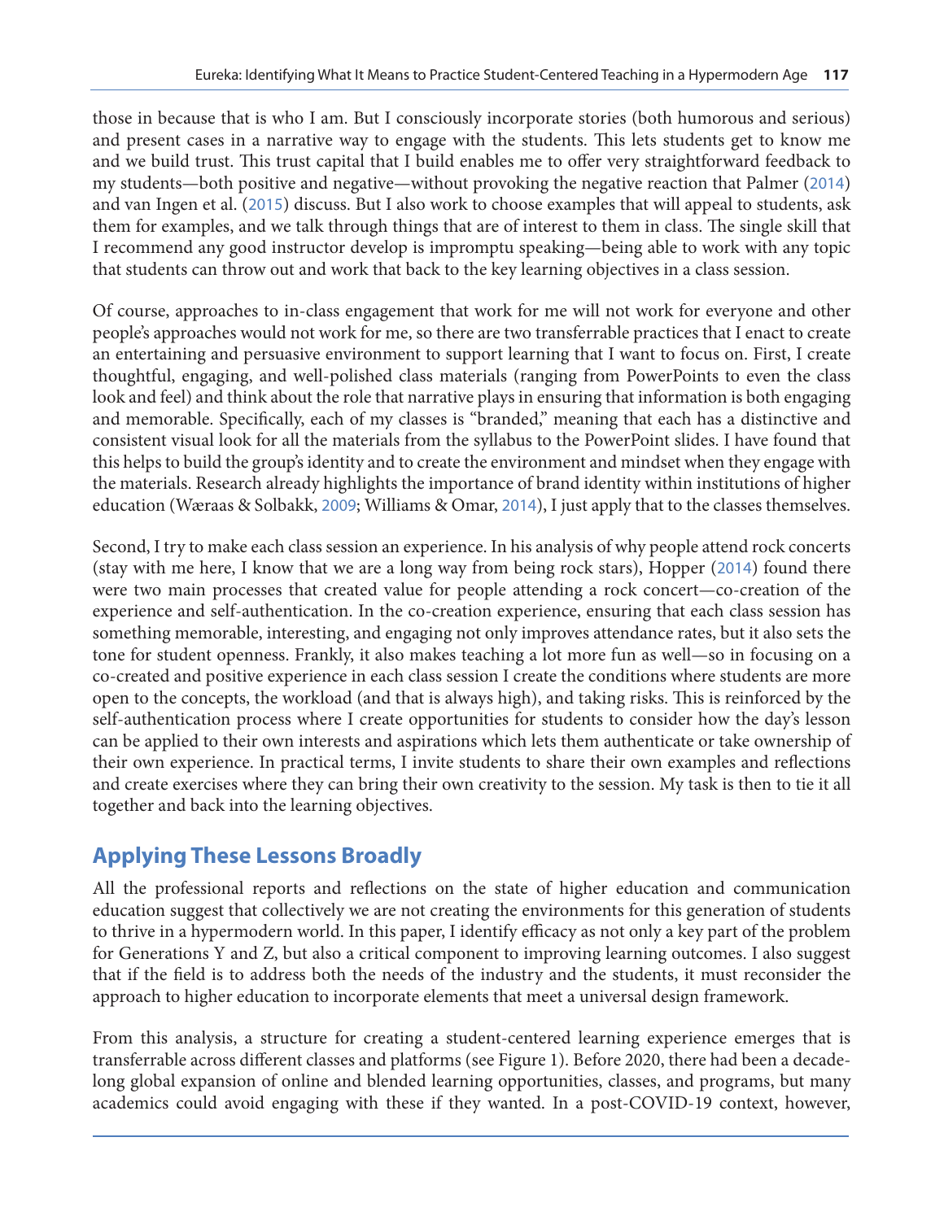those in because that is who I am. But I consciously incorporate stories (both humorous and serious) and present cases in a narrative way to engage with the students. This lets students get to know me and we build trust. This trust capital that I build enables me to offer very straightforward feedback to my students—both positive and negative—without provoking the negative reaction that Palmer (2014) and van Ingen et al. (2015) discuss. But I also work to choose examples that will appeal to students, ask them for examples, and we talk through things that are of interest to them in class. The single skill that I recommend any good instructor develop is impromptu speaking—being able to work with any topic that students can throw out and work that back to the key learning objectives in a class session.

Of course, approaches to in-class engagement that work for me will not work for everyone and other people's approaches would not work for me, so there are two transferrable practices that I enact to create an entertaining and persuasive environment to support learning that I want to focus on. First, I create thoughtful, engaging, and well-polished class materials (ranging from PowerPoints to even the class look and feel) and think about the role that narrative plays in ensuring that information is both engaging and memorable. Specifically, each of my classes is "branded," meaning that each has a distinctive and consistent visual look for all the materials from the syllabus to the PowerPoint slides. I have found that this helps to build the group's identity and to create the environment and mindset when they engage with the materials. Research already highlights the importance of brand identity within institutions of higher education (Wæraas & Solbakk, 2009; Williams & Omar, 2014), I just apply that to the classes themselves.

Second, I try to make each class session an experience. In his analysis of why people attend rock concerts (stay with me here, I know that we are a long way from being rock stars), Hopper (2014) found there were two main processes that created value for people attending a rock concert—co-creation of the experience and self-authentication. In the co-creation experience, ensuring that each class session has something memorable, interesting, and engaging not only improves attendance rates, but it also sets the tone for student openness. Frankly, it also makes teaching a lot more fun as well—so in focusing on a co-created and positive experience in each class session I create the conditions where students are more open to the concepts, the workload (and that is always high), and taking risks. This is reinforced by the self-authentication process where I create opportunities for students to consider how the day's lesson can be applied to their own interests and aspirations which lets them authenticate or take ownership of their own experience. In practical terms, I invite students to share their own examples and reflections and create exercises where they can bring their own creativity to the session. My task is then to tie it all together and back into the learning objectives.

## Applying These Lessons Broadly

All the professional reports and reflections on the state of higher education and communication education suggest that collectively we are not creating the environments for this generation of students to thrive in a hypermodern world. In this paper, I identify efficacy as not only a key part of the problem for Generations Y and Z, but also a critical component to improving learning outcomes. I also suggest that if the field is to address both the needs of the industry and the students, it must reconsider the approach to higher education to incorporate elements that meet a universal design framework.

From this analysis, a structure for creating a student-centered learning experience emerges that is transferrable across different classes and platforms (see Figure 1). Before 2020, there had been a decade-long global expansion of online and blended learning opportunities, classes, and programs, but many academics could avoid engaging with these if they wanted. In a post-COVID-19 context, however,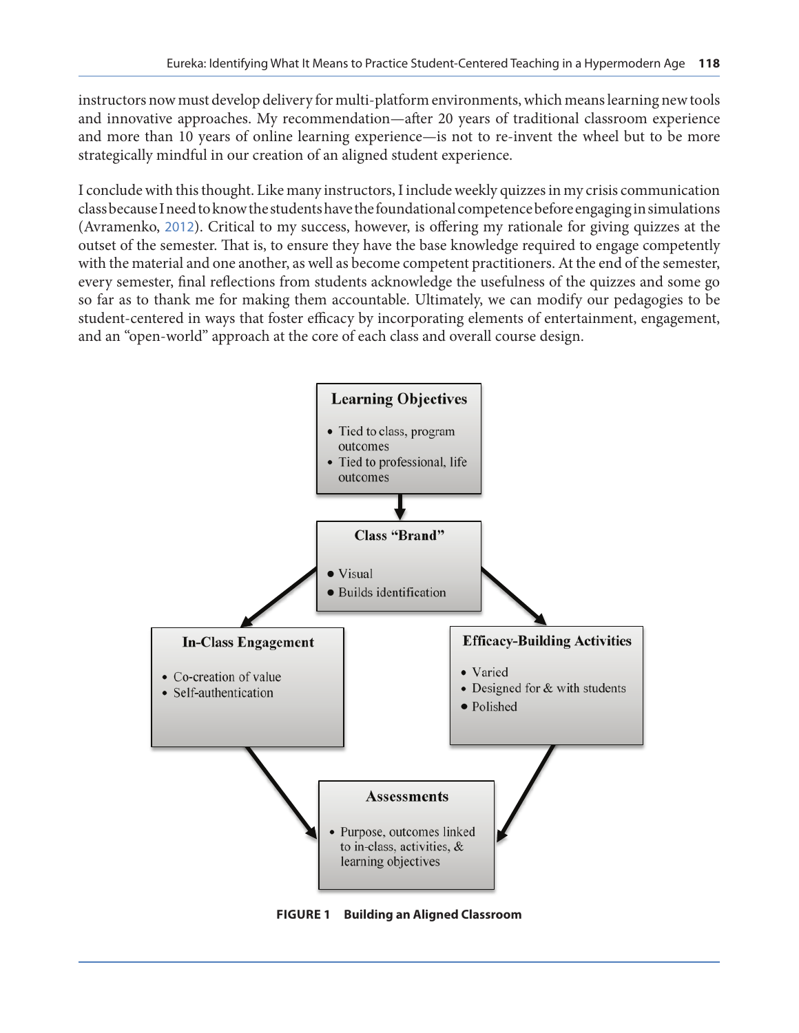instructors now must develop delivery for multi-platform environments, which means learning new tools and innovative approaches. My recommendation—after 20 years of traditional classroom experience and more than 10 years of online learning experience—is not to re-invent the wheel but to be more strategically mindful in our creation of an aligned student experience.

I conclude with this thought. Like many instructors, I include weekly quizzes in my crisis communication class because I need to know the students have the foundational competence before engaging in simulations (Avramenko, 2012). Critical to my success, however, is offering my rationale for giving quizzes at the outset of the semester. That is, to ensure they have the base knowledge required to engage competently with the material and one another, as well as become competent practitioners. At the end of the semester, every semester, final reflections from students acknowledge the usefulness of the quizzes and some go so far as to thank me for making them accountable. Ultimately, we can modify our pedagogies to be student-centered in ways that foster efficacy by incorporating elements of entertainment, engagement, and an "open-world" approach at the core of each class and overall course design.

**Learning Objectives**
- Tied to class, program outcomes
- Tied to professional, life outcomes

**Class "Brand"**
- Visual
- Builds identification

**In-Class Engagement**
- Co-creation of value
- Self-authentication

**Efficacy-Building Activities**
- Varied
- Designed for & with students
- Polished

**Assessments**
- Purpose, outcomes linked to in-class, activities, & learning objectives

**FIGURE 1 Building an Aligned Classroom**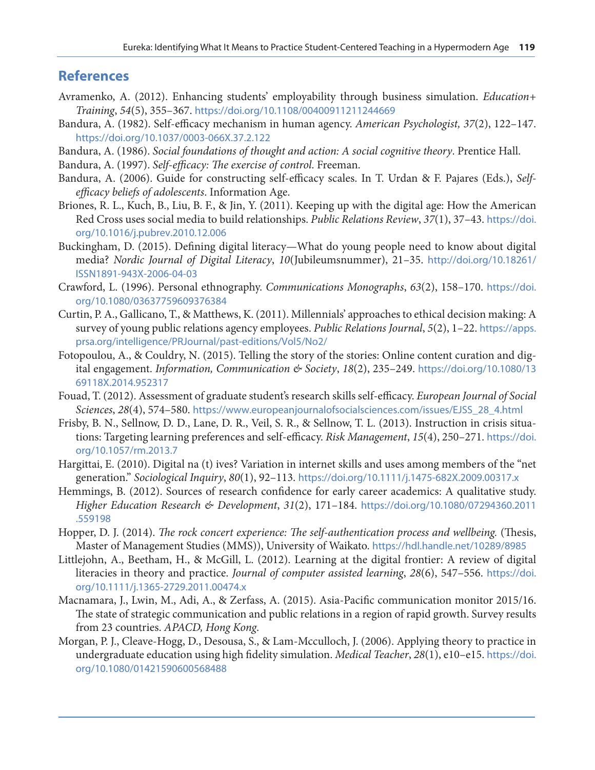## References

Avramenko, A. (2012). Enhancing students' employability through business simulation. *Education+ Training*, *54*(5), 355–367. https://doi.org/10.1108/00400911211244669

Bandura, A. (1982). Self-efficacy mechanism in human agency. *American Psychologist, 37*(2), 122–147. https://doi.org/10.1037/0003-066X.37.2.122

Bandura, A. (1986). *Social foundations of thought and action: A social cognitive theory*. Prentice Hall.

Bandura, A. (1997). *Self-efficacy: The exercise of control*. Freeman.

Bandura, A. (2006). Guide for constructing self-efficacy scales. In T. Urdan & F. Pajares (Eds.), *Self-efficacy beliefs of adolescents*. Information Age.

Briones, R. L., Kuch, B., Liu, B. F., & Jin, Y. (2011). Keeping up with the digital age: How the American Red Cross uses social media to build relationships. *Public Relations Review*, *37*(1), 37–43. https://doi.org/10.1016/j.pubrev.2010.12.006

Buckingham, D. (2015). Defining digital literacy—What do young people need to know about digital media? *Nordic Journal of Digital Literacy*, *10*(Jubileumsnummer), 21–35. http://doi.org/10.18261/ISSN1891-943X-2006-04-03

Crawford, L. (1996). Personal ethnography. *Communications Monographs*, *63*(2), 158–170. https://doi.org/10.1080/03637759609376384

Curtin, P. A., Gallicano, T., & Matthews, K. (2011). Millennials' approaches to ethical decision making: A survey of young public relations agency employees. *Public Relations Journal*, *5*(2), 1–22. https://apps.prsa.org/intelligence/PRJournal/past-editions/Vol5/No2/

Fotopoulou, A., & Couldry, N. (2015). Telling the story of the stories: Online content curation and digital engagement. *Information, Communication & Society*, *18*(2), 235–249. https://doi.org/10.1080/1369118X.2014.952317

Fouad, T. (2012). Assessment of graduate student's research skills self-efficacy. *European Journal of Social Sciences*, *28*(4), 574–580. https://www.europeanjournalofsocialsciences.com/issues/EJSS_28_4.html

Frisby, B. N., Sellnow, D. D., Lane, D. R., Veil, S. R., & Sellnow, T. L. (2013). Instruction in crisis situations: Targeting learning preferences and self-efficacy. *Risk Management*, *15*(4), 250–271. https://doi.org/10.1057/rm.2013.7

Hargittai, E. (2010). Digital na (t) ives? Variation in internet skills and uses among members of the "net generation." *Sociological Inquiry*, *80*(1), 92–113. https://doi.org/10.1111/j.1475-682X.2009.00317.x

Hemmings, B. (2012). Sources of research confidence for early career academics: A qualitative study. *Higher Education Research & Development*, *31*(2), 171–184. https://doi.org/10.1080/07294360.2011.559198

Hopper, D. J. (2014). *The rock concert experience: The self-authentication process and wellbeing.* (Thesis, Master of Management Studies (MMS)), University of Waikato. https://hdl.handle.net/10289/8985

Littlejohn, A., Beetham, H., & McGill, L. (2012). Learning at the digital frontier: A review of digital literacies in theory and practice. *Journal of computer assisted learning*, *28*(6), 547–556. https://doi.org/10.1111/j.1365-2729.2011.00474.x

Macnamara, J., Lwin, M., Adi, A., & Zerfass, A. (2015). Asia-Pacific communication monitor 2015/16. The state of strategic communication and public relations in a region of rapid growth. Survey results from 23 countries. *APACD, Hong Kong.*

Morgan, P. J., Cleave-Hogg, D., Desousa, S., & Lam-Mcculloch, J. (2006). Applying theory to practice in undergraduate education using high fidelity simulation. *Medical Teacher*, *28*(1), e10–e15. https://doi.org/10.1080/01421590600568488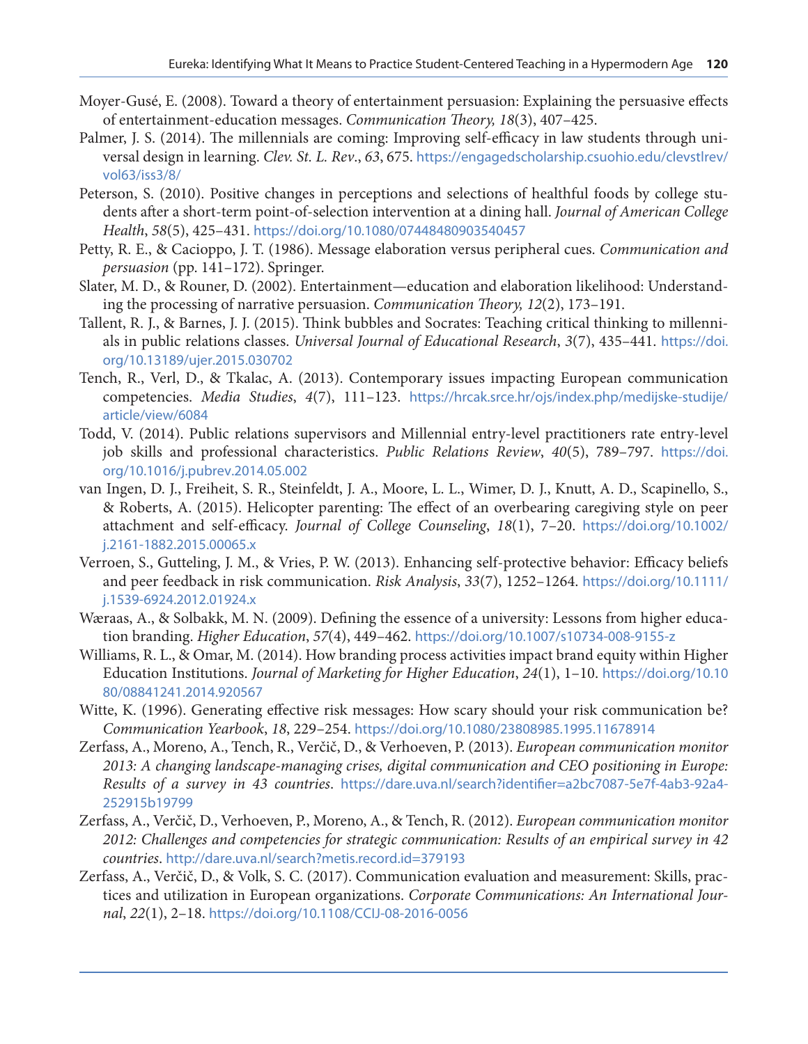Moyer-Gusé, E. (2008). Toward a theory of entertainment persuasion: Explaining the persuasive effects of entertainment-education messages. *Communication Theory, 18*(3), 407–425.

Palmer, J. S. (2014). The millennials are coming: Improving self-efficacy in law students through universal design in learning. *Clev. St. L. Rev*., *63*, 675. https://engagedscholarship.csuohio.edu/clevstlrev/vol63/iss3/8/

Peterson, S. (2010). Positive changes in perceptions and selections of healthful foods by college students after a short-term point-of-selection intervention at a dining hall. *Journal of American College Health*, *58*(5), 425–431. https://doi.org/10.1080/07448480903540457

Petty, R. E., & Cacioppo, J. T. (1986). Message elaboration versus peripheral cues. *Communication and persuasion* (pp. 141–172). Springer.

Slater, M. D., & Rouner, D. (2002). Entertainment—education and elaboration likelihood: Understanding the processing of narrative persuasion. *Communication Theory, 12*(2), 173–191.

Tallent, R. J., & Barnes, J. J. (2015). Think bubbles and Socrates: Teaching critical thinking to millennials in public relations classes. *Universal Journal of Educational Research*, *3*(7), 435–441. https://doi.org/10.13189/ujer.2015.030702

Tench, R., Verl, D., & Tkalac, A. (2013). Contemporary issues impacting European communication competencies. *Media Studies*, *4*(7), 111–123. https://hrcak.srce.hr/ojs/index.php/medijske-studije/article/view/6084

Todd, V. (2014). Public relations supervisors and Millennial entry-level practitioners rate entry-level job skills and professional characteristics. *Public Relations Review*, *40*(5), 789–797. https://doi.org/10.1016/j.pubrev.2014.05.002

van Ingen, D. J., Freiheit, S. R., Steinfeldt, J. A., Moore, L. L., Wimer, D. J., Knutt, A. D., Scapinello, S., & Roberts, A. (2015). Helicopter parenting: The effect of an overbearing caregiving style on peer attachment and self-efficacy. *Journal of College Counseling*, *18*(1), 7–20. https://doi.org/10.1002/j.2161-1882.2015.00065.x

Verroen, S., Gutteling, J. M., & Vries, P. W. (2013). Enhancing self-protective behavior: Efficacy beliefs and peer feedback in risk communication. *Risk Analysis*, *33*(7), 1252–1264. https://doi.org/10.1111/j.1539-6924.2012.01924.x

Wæraas, A., & Solbakk, M. N. (2009). Defining the essence of a university: Lessons from higher education branding. *Higher Education*, *57*(4), 449–462. https://doi.org/10.1007/s10734-008-9155-z

Williams, R. L., & Omar, M. (2014). How branding process activities impact brand equity within Higher Education Institutions. *Journal of Marketing for Higher Education*, *24*(1), 1–10. https://doi.org/10.1080/08841241.2014.920567

Witte, K. (1996). Generating effective risk messages: How scary should your risk communication be? *Communication Yearbook*, *18*, 229–254. https://doi.org/10.1080/23808985.1995.11678914

Zerfass, A., Moreno, A., Tench, R., Verčič, D., & Verhoeven, P. (2013). *European communication monitor 2013: A changing landscape-managing crises, digital communication and CEO positioning in Europe: Results of a survey in 43 countries*. https://dare.uva.nl/search?identifier=a2bc7087-5e7f-4ab3-92a4-252915b19799

Zerfass, A., Verčič, D., Verhoeven, P., Moreno, A., & Tench, R. (2012). *European communication monitor 2012: Challenges and competencies for strategic communication: Results of an empirical survey in 42 countries*. http://dare.uva.nl/search?metis.record.id=379193

Zerfass, A., Verčič, D., & Volk, S. C. (2017). Communication evaluation and measurement: Skills, practices and utilization in European organizations. *Corporate Communications: An International Journal*, *22*(1), 2–18. https://doi.org/10.1108/CCIJ-08-2016-0056